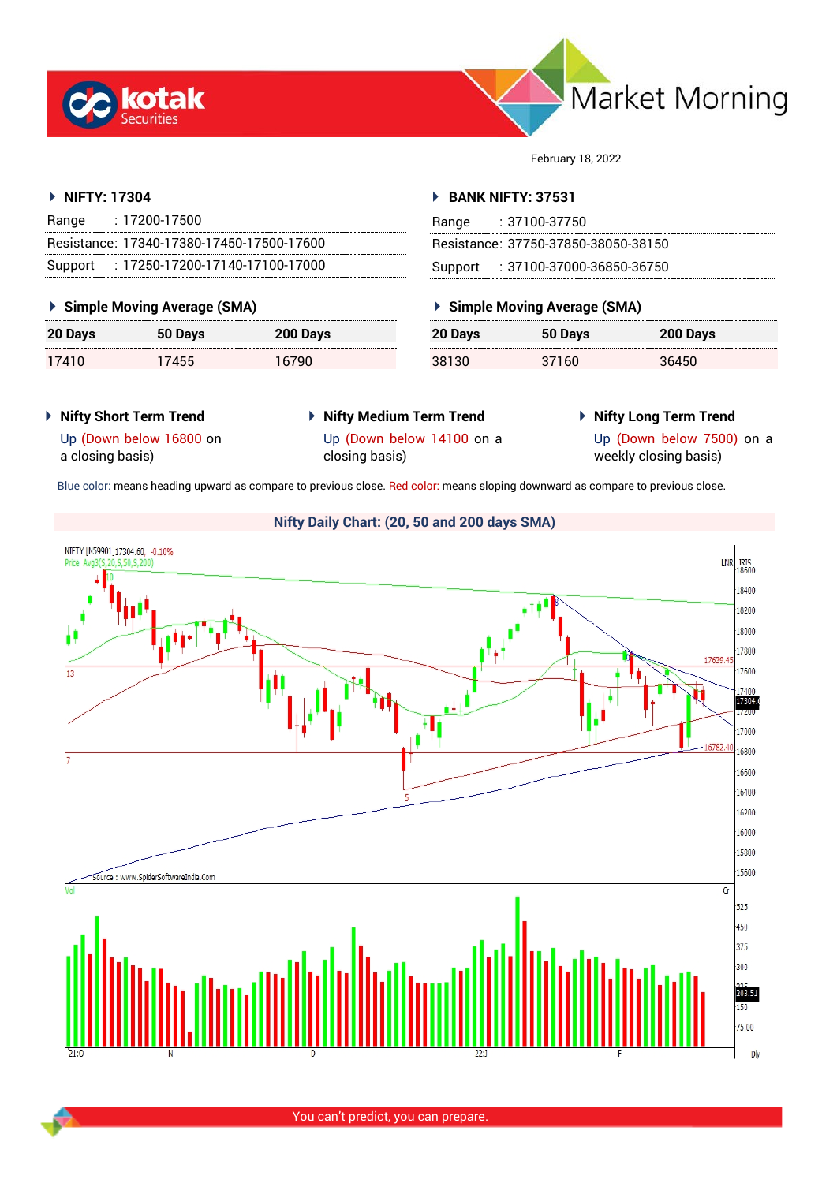# Market Morning

February 18, 2022

### NIFTY: 17304

| | |
|---|---|
| Range | : 17200-17500 |
| Resistance: | 17340-17380-17450-17500-17600 |
| Support | : 17250-17200-17140-17100-17000 |

### Simple Moving Average (SMA)

| 20 Days | 50 Days | 200 Days |
|---|---|---|
| 17410 | 17455 | 16790 |

### BANK NIFTY: 37531

| | |
|---|---|
| Range | : 37100-37750 |
| Resistance: | 37750-37850-38050-38150 |
| Support | : 37100-37000-36850-36750 |

### Simple Moving Average (SMA)

| 20 Days | 50 Days | 200 Days |
|---|---|---|
| 38130 | 37160 | 36450 |

### Nifty Short Term Trend

Up (Down below 16800 on a closing basis)

### Nifty Medium Term Trend

Up (Down below 14100 on a closing basis)

### Nifty Long Term Trend

Up (Down below 7500) on a weekly closing basis)

Blue color: means heading upward as compare to previous close. Red color: means sloping downward as compare to previous close.

**Nifty Daily Chart: (20, 50 and 200 days SMA)**

You can't predict, you can prepare.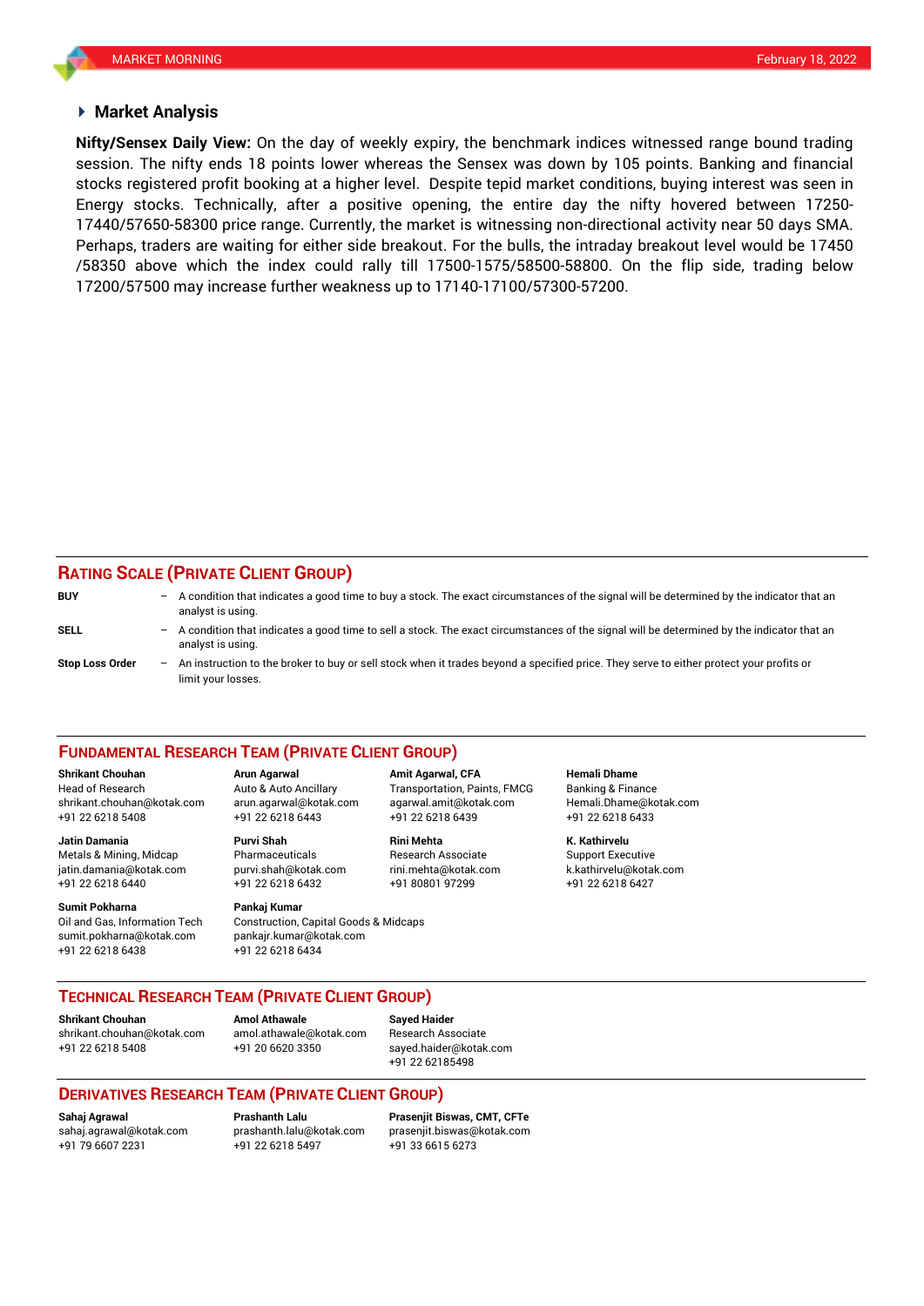## Market Analysis

**Nifty/Sensex Daily View:** On the day of weekly expiry, the benchmark indices witnessed range bound trading session. The nifty ends 18 points lower whereas the Sensex was down by 105 points. Banking and financial stocks registered profit booking at a higher level. Despite tepid market conditions, buying interest was seen in Energy stocks. Technically, after a positive opening, the entire day the nifty hovered between 17250-17440/57650-58300 price range. Currently, the market is witnessing non-directional activity near 50 days SMA. Perhaps, traders are waiting for either side breakout. For the bulls, the intraday breakout level would be 17450 /58350 above which the index could rally till 17500-1575/58500-58800. On the flip side, trading below 17200/57500 may increase further weakness up to 17140-17100/57300-57200.

## RATING SCALE (PRIVATE CLIENT GROUP)

**BUY** – A condition that indicates a good time to buy a stock. The exact circumstances of the signal will be determined by the indicator that an analyst is using.

**SELL** – A condition that indicates a good time to sell a stock. The exact circumstances of the signal will be determined by the indicator that an analyst is using.

**Stop Loss Order** – An instruction to the broker to buy or sell stock when it trades beyond a specified price. They serve to either protect your profits or limit your losses.

## FUNDAMENTAL RESEARCH TEAM (PRIVATE CLIENT GROUP)

**Shrikant Chouhan**
Head of Research
shrikant.chouhan@kotak.com
+91 22 6218 5408

**Arun Agarwal**
Auto & Auto Ancillary
arun.agarwal@kotak.com
+91 22 6218 6443

**Amit Agarwal, CFA**
Transportation, Paints, FMCG
agarwal.amit@kotak.com
+91 22 6218 6439

**Hemali Dhame**
Banking & Finance
Hemali.Dhame@kotak.com
+91 22 6218 6433

**Jatin Damania**
Metals & Mining, Midcap
jatin.damania@kotak.com
+91 22 6218 6440

**Purvi Shah**
Pharmaceuticals
purvi.shah@kotak.com
+91 22 6218 6432

**Rini Mehta**
Research Associate
rini.mehta@kotak.com
+91 80801 97299

**K. Kathirvelu**
Support Executive
k.kathirvelu@kotak.com
+91 22 6218 6427

**Sumit Pokharna**
Oil and Gas, Information Tech
sumit.pokharna@kotak.com
+91 22 6218 6438

**Pankaj Kumar**
Construction, Capital Goods & Midcaps
pankajr.kumar@kotak.com
+91 22 6218 6434

## TECHNICAL RESEARCH TEAM (PRIVATE CLIENT GROUP)

**Shrikant Chouhan**
shrikant.chouhan@kotak.com
+91 22 6218 5408

**Amol Athawale**
amol.athawale@kotak.com
+91 20 6620 3350

**Sayed Haider**
Research Associate
sayed.haider@kotak.com
+91 22 62185498

## DERIVATIVES RESEARCH TEAM (PRIVATE CLIENT GROUP)

**Sahaj Agrawal**
sahaj.agrawal@kotak.com
+91 79 6607 2231

**Prashanth Lalu**
prashanth.lalu@kotak.com
+91 22 6218 5497

**Prasenjit Biswas, CMT, CFTe**
prasenjit.biswas@kotak.com
+91 33 6615 6273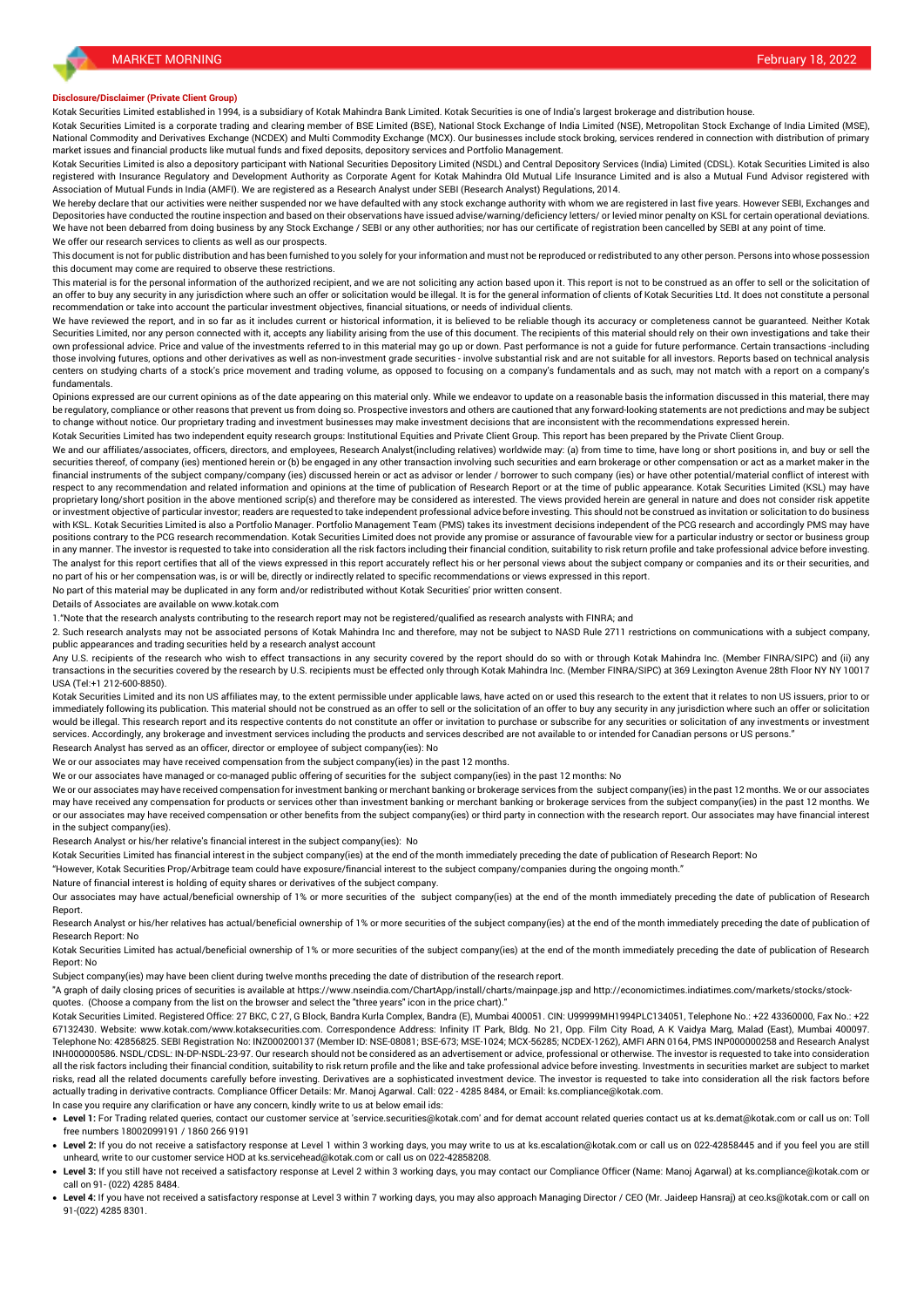**Disclosure/Disclaimer (Private Client Group)**

Kotak Securities Limited established in 1994, is a subsidiary of Kotak Mahindra Bank Limited. Kotak Securities is one of India's largest brokerage and distribution house.

Kotak Securities Limited is a corporate trading and clearing member of BSE Limited (BSE), National Stock Exchange of India Limited (NSE), Metropolitan Stock Exchange of India Limited (MSE), National Commodity and Derivatives Exchange (NCDEX) and Multi Commodity Exchange (MCX). Our businesses include stock broking, services rendered in connection with distribution of primary market issues and financial products like mutual funds and fixed deposits, depository services and Portfolio Management.

Kotak Securities Limited is also a depository participant with National Securities Depository Limited (NSDL) and Central Depository Services (India) Limited (CDSL). Kotak Securities Limited is also registered with Insurance Regulatory and Development Authority as Corporate Agent for Kotak Mahindra Old Mutual Life Insurance Limited and is also a Mutual Fund Advisor registered with Association of Mutual Funds in India (AMFI). We are registered as a Research Analyst under SEBI (Research Analyst) Regulations, 2014.

We hereby declare that our activities were neither suspended nor we have defaulted with any stock exchange authority with whom we are registered in last five years. However SEBI, Exchanges and Depositories have conducted the routine inspection and based on their observations have issued advise/warning/deficiency letters/ or levied minor penalty on KSL for certain operational deviations. We have not been debarred from doing business by any Stock Exchange / SEBI or any other authorities; nor has our certificate of registration been cancelled by SEBI at any point of time.

We offer our research services to clients as well as our prospects.

This document is not for public distribution and has been furnished to you solely for your information and must not be reproduced or redistributed to any other person. Persons into whose possession this document may come are required to observe these restrictions.

This material is for the personal information of the authorized recipient, and we are not soliciting any action based upon it. This report is not to be construed as an offer to sell or the solicitation of an offer to buy any security in any jurisdiction where such an offer or solicitation would be illegal. It is for the general information of clients of Kotak Securities Ltd. It does not constitute a personal recommendation or take into account the particular investment objectives, financial situations, or needs of individual clients.

We have reviewed the report, and in so far as it includes current or historical information, it is believed to be reliable though its accuracy or completeness cannot be guaranteed. Neither Kotak Securities Limited, nor any person connected with it, accepts any liability arising from the use of this document. The recipients of this material should rely on their own investigations and take their own professional advice. Price and value of the investments referred to in this material may go up or down. Past performance is not a guide for future performance. Certain transactions -including those involving futures, options and other derivatives as well as non-investment grade securities - involve substantial risk and are not suitable for all investors. Reports based on technical analysis centers on studying charts of a stock's price movement and trading volume, as opposed to focusing on a company's fundamentals and as such, may not match with a report on a company's fundamentals.

Opinions expressed are our current opinions as of the date appearing on this material only. While we endeavor to update on a reasonable basis the information discussed in this material, there may be regulatory, compliance or other reasons that prevent us from doing so. Prospective investors and others are cautioned that any forward-looking statements are not predictions and may be subject to change without notice. Our proprietary trading and investment businesses may make investment decisions that are inconsistent with the recommendations expressed herein.

Kotak Securities Limited has two independent equity research groups: Institutional Equities and Private Client Group. This report has been prepared by the Private Client Group.

We and our affiliates/associates, officers, directors, and employees, Research Analyst(including relatives) worldwide may: (a) from time to time, have long or short positions in, and buy or sell the securities thereof, of company (ies) mentioned herein or (b) be engaged in any other transaction involving such securities and earn brokerage or other compensation or act as a market maker in the financial instruments of the subject company/company (ies) discussed herein or act as advisor or lender / borrower to such company (ies) or have other potential/material conflict of interest with respect to any recommendation and related information and opinions at the time of publication of Research Report or at the time of public appearance. Kotak Securities Limited (KSL) may have proprietary long/short position in the above mentioned scrip(s) and therefore may be considered as interested. The views provided herein are general in nature and does not consider risk appetite or investment objective of particular investor; readers are requested to take independent professional advice before investing. This should not be construed as invitation or solicitation to do business with KSL. Kotak Securities Limited is also a Portfolio Manager. Portfolio Management Team (PMS) takes its investment decisions independent of the PCG research and accordingly PMS may have positions contrary to the PCG research recommendation. Kotak Securities Limited does not provide any promise or assurance of favourable view for a particular industry or sector or business group in any manner. The investor is requested to take into consideration all the risk factors including their financial condition, suitability to risk return profile and take professional advice before investing.

The analyst for this report certifies that all of the views expressed in this report accurately reflect his or her personal views about the subject company or companies and its or their securities, and no part of his or her compensation was, is or will be, directly or indirectly related to specific recommendations or views expressed in this report.

No part of this material may be duplicated in any form and/or redistributed without Kotak Securities' prior written consent.

Details of Associates are available on www.kotak.com

1."Note that the research analysts contributing to the research report may not be registered/qualified as research analysts with FINRA; and

2. Such research analysts may not be associated persons of Kotak Mahindra Inc and therefore, may not be subject to NASD Rule 2711 restrictions on communications with a subject company, public appearances and trading securities held by a research analyst account

Any U.S. recipients of the research who wish to effect transactions in any security covered by the report should do so with or through Kotak Mahindra Inc. (Member FINRA/SIPC) and (ii) any transactions in the securities covered by the research by U.S. recipients must be effected only through Kotak Mahindra Inc. (Member FINRA/SIPC) at 369 Lexington Avenue 28th Floor NY NY 10017 USA (Tel:+1 212-600-8850).

Kotak Securities Limited and its non US affiliates may, to the extent permissible under applicable laws, have acted on or used this research to the extent that it relates to non US issuers, prior to or immediately following its publication. This material should not be construed as an offer to sell or the solicitation of an offer to buy any security in any jurisdiction where such an offer or solicitation would be illegal. This research report and its respective contents do not constitute an offer or invitation to purchase or subscribe for any securities or solicitation of any investments or investment services. Accordingly, any brokerage and investment services including the products and services described are not available to or intended for Canadian persons or US persons."

Research Analyst has served as an officer, director or employee of subject company(ies): No

We or our associates may have received compensation from the subject company(ies) in the past 12 months.

We or our associates have managed or co-managed public offering of securities for the subject company(ies) in the past 12 months: No

We or our associates may have received compensation for investment banking or merchant banking or brokerage services from the subject company(ies) in the past 12 months. We or our associates may have received any compensation for products or services other than investment banking or merchant banking or brokerage services from the subject company(ies) in the past 12 months. We or our associates may have received compensation or other benefits from the subject company(ies) or third party in connection with the research report. Our associates may have financial interest in the subject company(ies).

Research Analyst or his/her relative's financial interest in the subject company(ies): No

Kotak Securities Limited has financial interest in the subject company(ies) at the end of the month immediately preceding the date of publication of Research Report: No

"However, Kotak Securities Prop/Arbitrage team could have exposure/financial interest to the subject company/companies during the ongoing month."

Nature of financial interest is holding of equity shares or derivatives of the subject company.

Our associates may have actual/beneficial ownership of 1% or more securities of the subject company(ies) at the end of the month immediately preceding the date of publication of Research Report.

Research Analyst or his/her relatives has actual/beneficial ownership of 1% or more securities of the subject company(ies) at the end of the month immediately preceding the date of publication of Research Report: No

Kotak Securities Limited has actual/beneficial ownership of 1% or more securities of the subject company(ies) at the end of the month immediately preceding the date of publication of Research Report: No

Subject company(ies) may have been client during twelve months preceding the date of distribution of the research report.

"A graph of daily closing prices of securities is available at https://www.nseindia.com/ChartApp/install/charts/mainpage.jsp and http://economictimes.indiatimes.com/markets/stocks/stock-quotes. (Choose a company from the list on the browser and select the "three years" icon in the price chart)."

Kotak Securities Limited. Registered Office: 27 BKC, C 27, G Block, Bandra Kurla Complex, Bandra (E), Mumbai 400051. CIN: U99999MH1994PLC134051, Telephone No.: +22 43360000, Fax No.: +22 67132430. Website: www.kotak.com/www.kotaksecurities.com. Correspondence Address: Infinity IT Park, Bldg. No 21, Opp. Film City Road, A K Vaidya Marg, Malad (East), Mumbai 400097. Telephone No: 42856825. SEBI Registration No: INZ000200137 (Member ID: NSE-08081; BSE-673; MSE-1024; MCX-56285; NCDEX-1262), AMFI ARN 0164, PMS INP000000258 and Research Analyst INH000000586. NSDL/CDSL: IN-DP-NSDL-23-97. Our research should not be considered as an advertisement or advice, professional or otherwise. The investor is requested to take into consideration all the risk factors including their financial condition, suitability to risk return profile and the like and take professional advice before investing. Investments in securities market are subject to market risks, read all the related documents carefully before investing. Derivatives are a sophisticated investment device. The investor is requested to take into consideration all the risk factors before actually trading in derivative contracts. Compliance Officer Details: Mr. Manoj Agarwal. Call: 022 - 4285 8484, or Email: ks.compliance@kotak.com.

In case you require any clarification or have any concern, kindly write to us at below email ids:

- **Level 1:** For Trading related queries, contact our customer service at 'service.securities@kotak.com' and for demat account related queries contact us at ks.demat@kotak.com or call us on: Toll free numbers 18002099191 / 1860 266 9191
- **Level 2:** If you do not receive a satisfactory response at Level 1 within 3 working days, you may write to us at ks.escalation@kotak.com or call us on 022-42858445 and if you feel you are still unheard, write to our customer service HOD at ks.servicehead@kotak.com or call us on 022-42858208.
- **Level 3:** If you still have not received a satisfactory response at Level 2 within 3 working days, you may contact our Compliance Officer (Name: Manoj Agarwal) at ks.compliance@kotak.com or call on 91- (022) 4285 8484.
- **Level 4:** If you have not received a satisfactory response at Level 3 within 7 working days, you may also approach Managing Director / CEO (Mr. Jaideep Hansraj) at ceo.ks@kotak.com or call on 91-(022) 4285 8301.